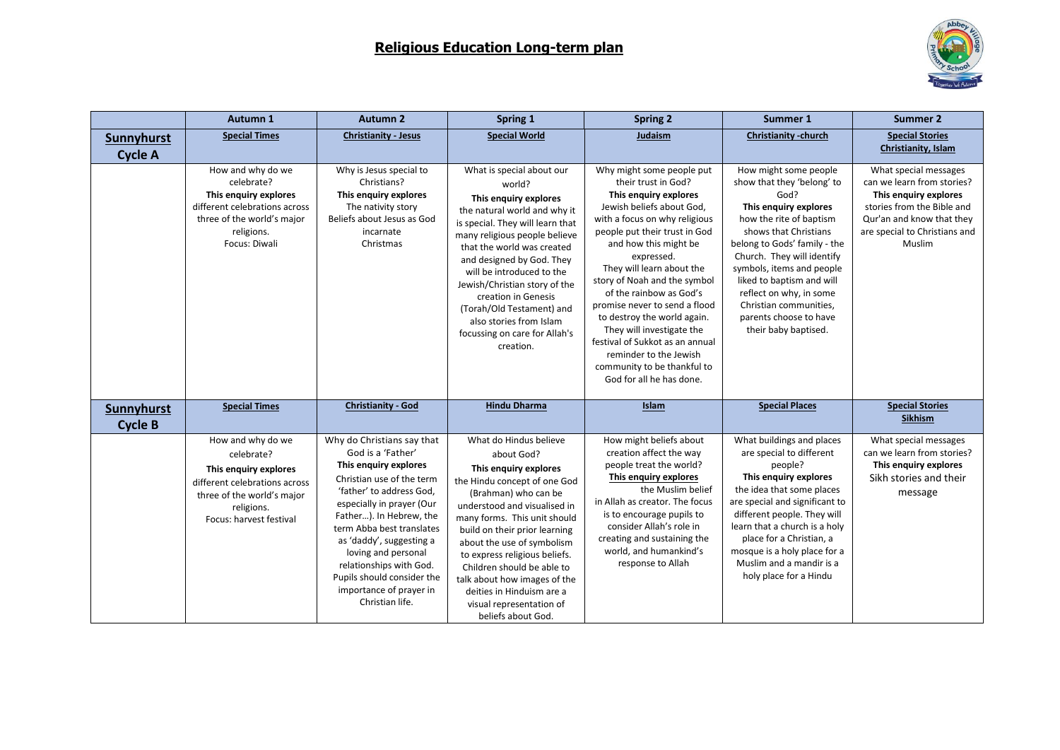# Religious Education Long-term plan

| | Autumn 1 | Autumn 2 | Spring 1 | Spring 2 | Summer 1 | Summer 2 |
|---|---|---|---|---|---|---|
| **Sunnyhurst Cycle A** | **Special Times** | **Christianity - Jesus** | **Special World** | **Judaism** | **Christianity -church** | **Special Stories Christianity, Islam** |
| | How and why do we celebrate? **This enquiry explores** different celebrations across three of the world's major religions. Focus: Diwali | Why is Jesus special to Christians? **This enquiry explores** The nativity story Beliefs about Jesus as God incarnate Christmas | What is special about our world? **This enquiry explores** the natural world and why it is special. They will learn that many religious people believe that the world was created and designed by God. They will be introduced to the Jewish/Christian story of the creation in Genesis (Torah/Old Testament) and also stories from Islam focussing on care for Allah's creation. | Why might some people put their trust in God? **This enquiry explores** Jewish beliefs about God, with a focus on why religious people put their trust in God and how this might be expressed. They will learn about the story of Noah and the symbol of the rainbow as God's promise never to send a flood to destroy the world again. They will investigate the festival of Sukkot as an annual reminder to the Jewish community to be thankful to God for all he has done. | How might some people show that they 'belong' to God? **This enquiry explores** how the rite of baptism shows that Christians belong to Gods' family - the Church. They will identify symbols, items and people liked to baptism and will reflect on why, in some Christian communities, parents choose to have their baby baptised. | What special messages can we learn from stories? **This enquiry explores** stories from the Bible and Qur'an and know that they are special to Christians and Muslim |
| **Sunnyhurst Cycle B** | **Special Times** | **Christianity - God** | **Hindu Dharma** | **Islam** | **Special Places** | **Special Stories Sikhism** |
| | How and why do we celebrate? **This enquiry explores** different celebrations across three of the world's major religions. Focus: harvest festival | Why do Christians say that God is a 'Father' **This enquiry explores** Christian use of the term 'father' to address God, especially in prayer (Our Father…). In Hebrew, the term Abba best translates as 'daddy', suggesting a loving and personal relationships with God. Pupils should consider the importance of prayer in Christian life. | What do Hindus believe about God? **This enquiry explores** the Hindu concept of one God (Brahman) who can be understood and visualised in many forms. This unit should build on their prior learning about the use of symbolism to express religious beliefs. Children should be able to talk about how images of the deities in Hinduism are a visual representation of beliefs about God. | How might beliefs about creation affect the way people treat the world? **This enquiry explores** the Muslim belief in Allah as creator. The focus is to encourage pupils to consider Allah's role in creating and sustaining the world, and humankind's response to Allah | What buildings and places are special to different people? **This enquiry explores** the idea that some places are special and significant to different people. They will learn that a church is a holy place for a Christian, a mosque is a holy place for a Muslim and a mandir is a holy place for a Hindu | What special messages can we learn from stories? **This enquiry explores** Sikh stories and their message |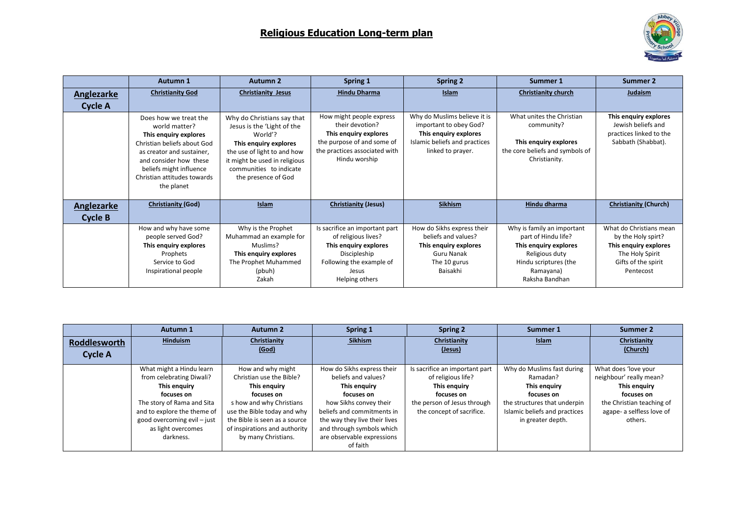# Religious Education Long-term plan

| | Autumn 1 | Autumn 2 | Spring 1 | Spring 2 | Summer 1 | Summer 2 |
|---|---|---|---|---|---|---|
| **Anglezarke Cycle A** | **Christianity God** | **Christianity Jesus** | **Hindu Dharma** | **Islam** | **Christianity church** | **Judaism** |
| | Does how we treat the world matter? **This enquiry explores** Christian beliefs about God as creator and sustainer, and consider how these beliefs might influence Christian attitudes towards the planet | Why do Christians say that Jesus is the 'Light of the World'? **This enquiry explores** the use of light to and how it might be used in religious communities to indicate the presence of God | How might people express their devotion? **This enquiry explores** the purpose of and some of the practices associated with Hindu worship | Why do Muslims believe it is important to obey God? **This enquiry explores** Islamic beliefs and practices linked to prayer. | What unites the Christian community? **This enquiry explores** the core beliefs and symbols of Christianity. | **This enquiry explores** Jewish beliefs and practices linked to the Sabbath (Shabbat). |
| **Anglezarke Cycle B** | **Christianity (God)** | **Islam** | **Christianity (Jesus)** | **Sikhism** | **Hindu dharma** | **Christianity (Church)** |
| | How and why have some people served God? **This enquiry explores** Prophets Service to God Inspirational people | Why is the Prophet Muhammad an example for Muslims? **This enquiry explores** The Prophet Muhammed (pbuh) Zakah | Is sacrifice an important part of religious lives? **This enquiry explores** Discipleship Following the example of Jesus Helping others | How do Sikhs express their beliefs and values? **This enquiry explores** Guru Nanak The 10 gurus Baisakhi | Why is family an important part of Hindu life? **This enquiry explores** Religious duty Hindu scriptures (the Ramayana) Raksha Bandhan | What do Christians mean by the Holy spirt? **This enquiry explores** The Holy Spirit Gifts of the spirit Pentecost |

| | Autumn 1 | Autumn 2 | Spring 1 | Spring 2 | Summer 1 | Summer 2 |
|---|---|---|---|---|---|---|
| **Roddlesworth Cycle A** | **Hinduism** | **Christianity (God)** | **Sikhism** | **Christianity (Jesus)** | **Islam** | **Christianity (Church)** |
| | What might a Hindu learn from celebrating Diwali? **This enquiry focuses on** The story of Rama and Sita and to explore the theme of good overcoming evil – just as light overcomes darkness. | How and why might Christian use the Bible? **This enquiry focuses on** s how and why Christians use the Bible today and why the Bible is seen as a source of inspirations and authority by many Christians. | How do Sikhs express their beliefs and values? **This enquiry focuses on** how Sikhs convey their beliefs and commitments in the way they live their lives and through symbols which are observable expressions of faith | Is sacrifice an important part of religious life? **This enquiry focuses on** the person of Jesus through the concept of sacrifice. | Why do Muslims fast during Ramadan? **This enquiry focuses on** the structures that underpin Islamic beliefs and practices in greater depth. | What does 'love your neighbour' really mean? **This enquiry focuses on** the Christian teaching of agape- a selfless love of others. |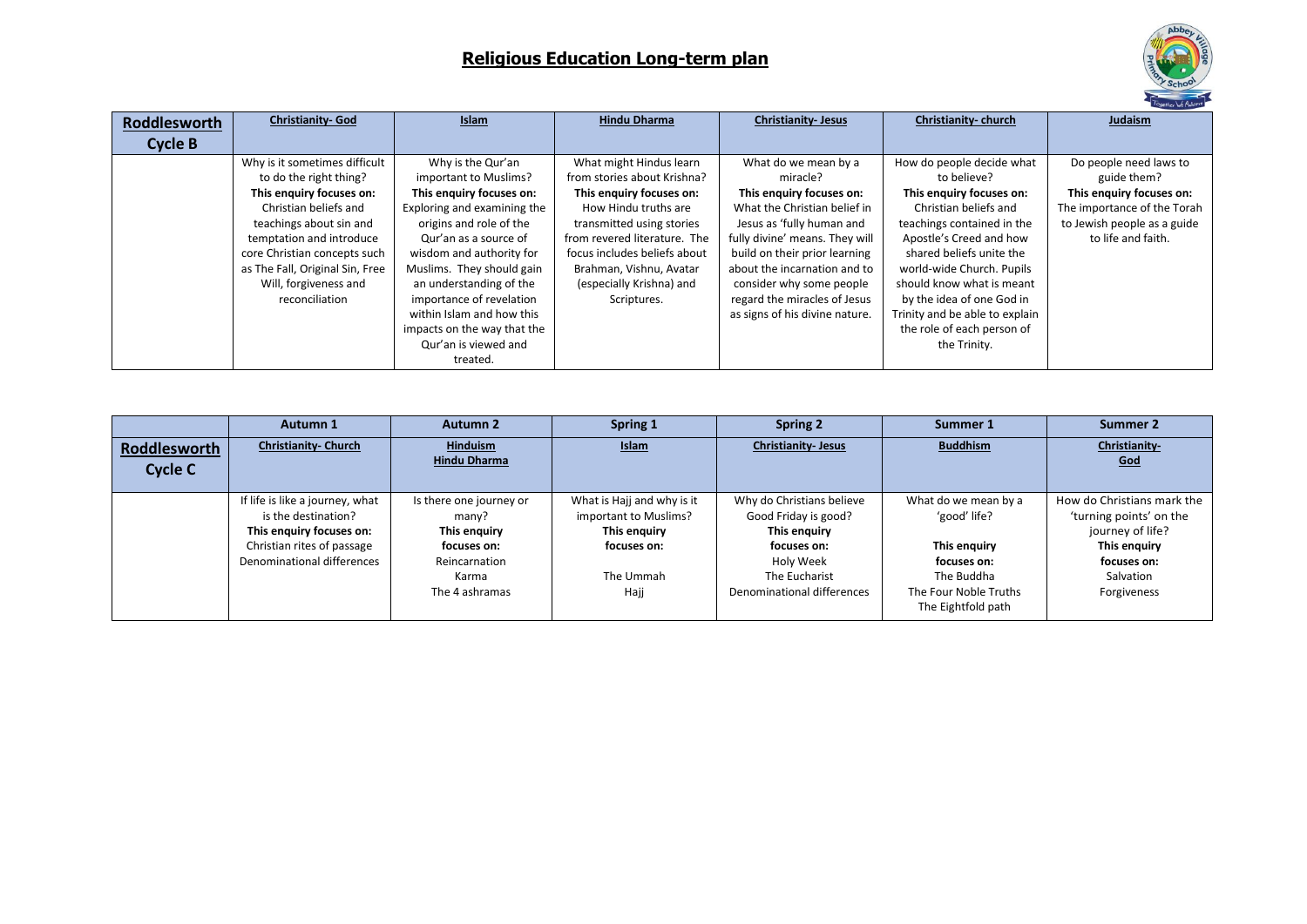# Religious Education Long-term plan

| Roddlesworth Cycle B | Christianity- God | Islam | Hindu Dharma | Christianity- Jesus | Christianity- church | Judaism |
|---|---|---|---|---|---|---|
| | Why is it sometimes difficult to do the right thing? **This enquiry focuses on:** Christian beliefs and teachings about sin and temptation and introduce core Christian concepts such as The Fall, Original Sin, Free Will, forgiveness and reconciliation | Why is the Qur'an important to Muslims? **This enquiry focuses on:** Exploring and examining the origins and role of the Qur'an as a source of wisdom and authority for Muslims. They should gain an understanding of the importance of revelation within Islam and how this impacts on the way that the Qur'an is viewed and treated. | What might Hindus learn from stories about Krishna? **This enquiry focuses on:** How Hindu truths are transmitted using stories from revered literature. The focus includes beliefs about Brahman, Vishnu, Avatar (especially Krishna) and Scriptures. | What do we mean by a miracle? **This enquiry focuses on:** What the Christian belief in Jesus as 'fully human and fully divine' means. They will build on their prior learning about the incarnation and to consider why some people regard the miracles of Jesus as signs of his divine nature. | How do people decide what to believe? **This enquiry focuses on:** Christian beliefs and teachings contained in the Apostle's Creed and how shared beliefs unite the world-wide Church. Pupils should know what is meant by the idea of one God in Trinity and be able to explain the role of each person of the Trinity. | Do people need laws to guide them? **This enquiry focuses on:** The importance of the Torah to Jewish people as a guide to life and faith. |

| | Autumn 1 | Autumn 2 | Spring 1 | Spring 2 | Summer 1 | Summer 2 |
|---|---|---|---|---|---|---|
| **Roddlesworth Cycle C** | **Christianity- Church** | **Hinduism Hindu Dharma** | **Islam** | **Christianity- Jesus** | **Buddhism** | **Christianity- God** |
| | If life is like a journey, what is the destination? **This enquiry focuses on:** Christian rites of passage Denominational differences | Is there one journey or many? **This enquiry focuses on:** Reincarnation Karma The 4 ashramas | What is Hajj and why is it important to Muslims? **This enquiry focuses on:** The Ummah Hajj | Why do Christians believe Good Friday is good? **This enquiry focuses on:** Holy Week The Eucharist Denominational differences | What do we mean by a 'good' life? **This enquiry focuses on:** The Buddha The Four Noble Truths The Eightfold path | How do Christians mark the 'turning points' on the journey of life? **This enquiry focuses on:** Salvation Forgiveness |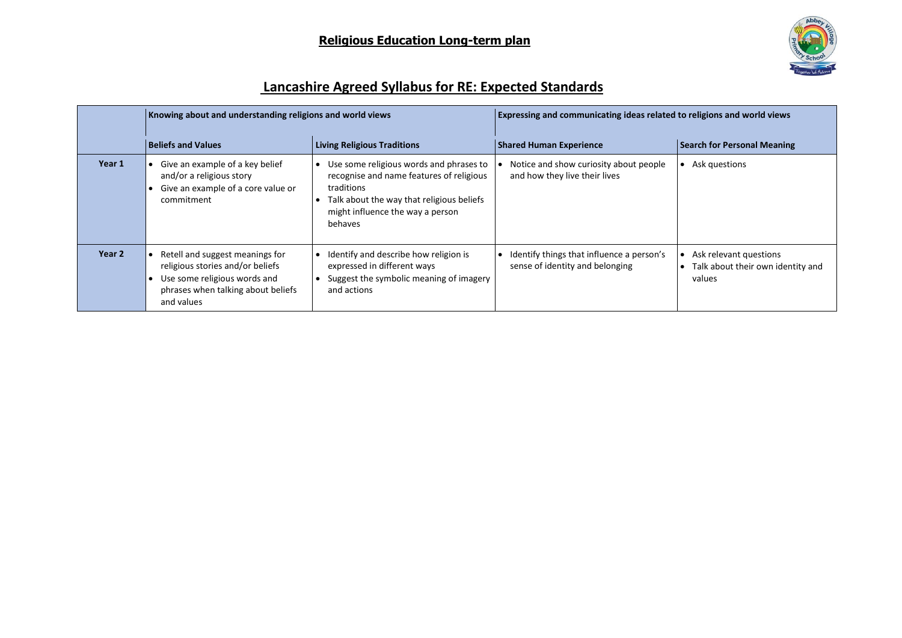## Religious Education Long-term plan

## Lancashire Agreed Syllabus for RE: Expected Standards

| | Knowing about and understanding religions and world views | | Expressing and communicating ideas related to religions and world views | |
|---|---|---|---|---|
| | **Beliefs and Values** | **Living Religious Traditions** | **Shared Human Experience** | **Search for Personal Meaning** |
| **Year 1** | • Give an example of a key belief and/or a religious story<br>• Give an example of a core value or commitment | • Use some religious words and phrases to recognise and name features of religious traditions<br>• Talk about the way that religious beliefs might influence the way a person behaves | • Notice and show curiosity about people and how they live their lives | • Ask questions |
| **Year 2** | • Retell and suggest meanings for religious stories and/or beliefs<br>• Use some religious words and phrases when talking about beliefs and values | • Identify and describe how religion is expressed in different ways<br>• Suggest the symbolic meaning of imagery and actions | • Identify things that influence a person's sense of identity and belonging | • Ask relevant questions<br>• Talk about their own identity and values |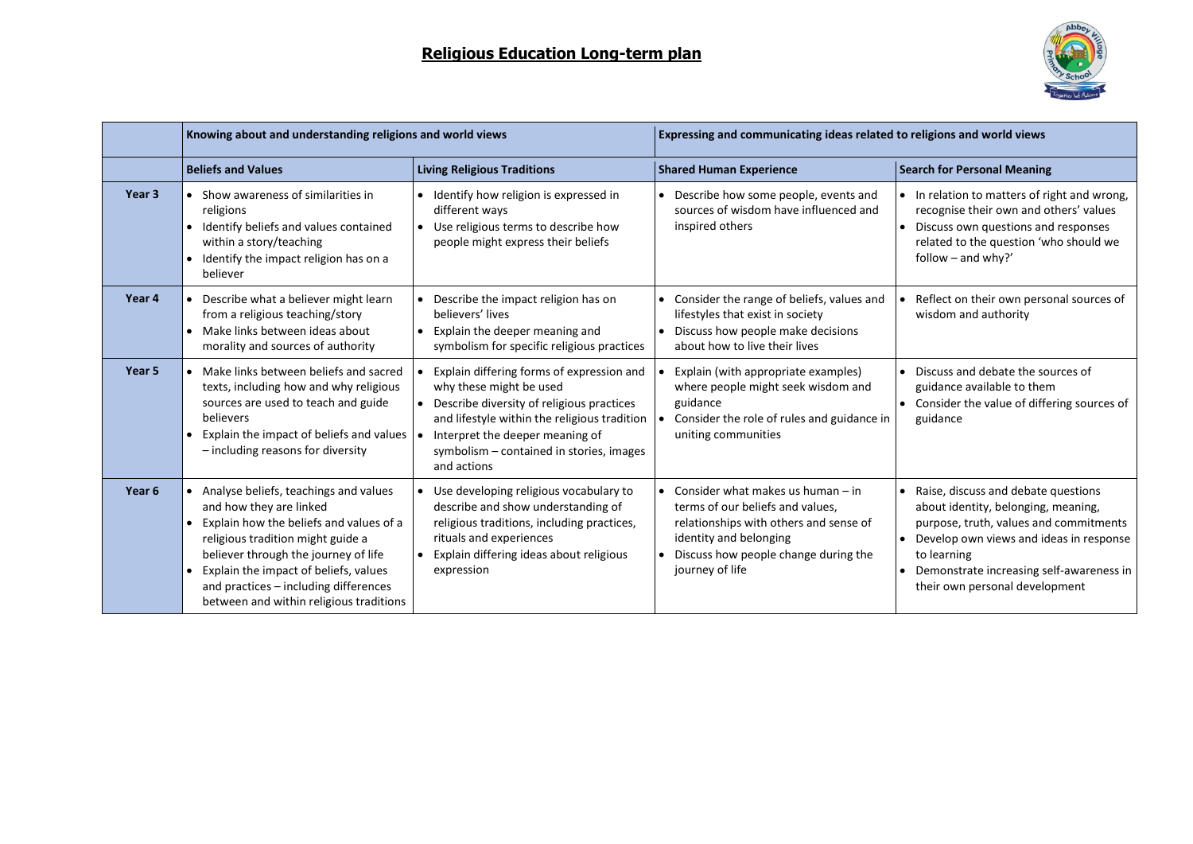# Religious Education Long-term plan

| | Knowing about and understanding religions and world views | | Expressing and communicating ideas related to religions and world views | |
|---|---|---|---|---|
| | **Beliefs and Values** | **Living Religious Traditions** | **Shared Human Experience** | **Search for Personal Meaning** |
| **Year 3** | • Show awareness of similarities in religions<br>• Identify beliefs and values contained within a story/teaching<br>• Identify the impact religion has on a believer | • Identify how religion is expressed in different ways<br>• Use religious terms to describe how people might express their beliefs | • Describe how some people, events and sources of wisdom have influenced and inspired others | • In relation to matters of right and wrong, recognise their own and others' values<br>• Discuss own questions and responses related to the question 'who should we follow – and why?' |
| **Year 4** | • Describe what a believer might learn from a religious teaching/story<br>• Make links between ideas about morality and sources of authority | • Describe the impact religion has on believers' lives<br>• Explain the deeper meaning and symbolism for specific religious practices | • Consider the range of beliefs, values and lifestyles that exist in society<br>• Discuss how people make decisions about how to live their lives | • Reflect on their own personal sources of wisdom and authority |
| **Year 5** | • Make links between beliefs and sacred texts, including how and why religious sources are used to teach and guide believers<br>• Explain the impact of beliefs and values – including reasons for diversity | • Explain differing forms of expression and why these might be used<br>• Describe diversity of religious practices and lifestyle within the religious tradition<br>• Interpret the deeper meaning of symbolism – contained in stories, images and actions | • Explain (with appropriate examples) where people might seek wisdom and guidance<br>• Consider the role of rules and guidance in uniting communities | • Discuss and debate the sources of guidance available to them<br>• Consider the value of differing sources of guidance |
| **Year 6** | • Analyse beliefs, teachings and values and how they are linked<br>• Explain how the beliefs and values of a religious tradition might guide a believer through the journey of life<br>• Explain the impact of beliefs, values and practices – including differences between and within religious traditions | • Use developing religious vocabulary to describe and show understanding of religious traditions, including practices, rituals and experiences<br>• Explain differing ideas about religious expression | • Consider what makes us human – in terms of our beliefs and values, relationships with others and sense of identity and belonging<br>• Discuss how people change during the journey of life | • Raise, discuss and debate questions about identity, belonging, meaning, purpose, truth, values and commitments<br>• Develop own views and ideas in response to learning<br>• Demonstrate increasing self-awareness in their own personal development |